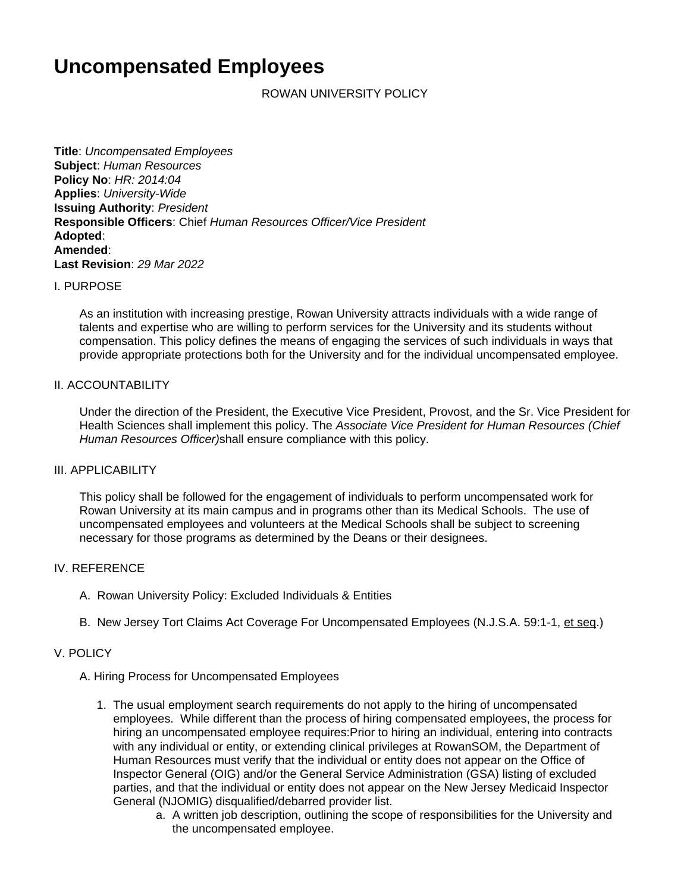# Uncompensated Employees

ROWAN UNIVERSITY POLICY

**Title**: *Uncompensated Employees*
**Subject**: *Human Resources*
**Policy No**: *HR: 2014:04*
**Applies**: *University-Wide*
**Issuing Authority**: *President*
**Responsible Officers**: Chief *Human Resources Officer/Vice President*
**Adopted**:
**Amended**:
**Last Revision**: *29 Mar 2022*

I. PURPOSE

As an institution with increasing prestige, Rowan University attracts individuals with a wide range of talents and expertise who are willing to perform services for the University and its students without compensation. This policy defines the means of engaging the services of such individuals in ways that provide appropriate protections both for the University and for the individual uncompensated employee.

II. ACCOUNTABILITY

Under the direction of the President, the Executive Vice President, Provost, and the Sr. Vice President for Health Sciences shall implement this policy. The *Associate Vice President for Human Resources (Chief Human Resources Officer)*shall ensure compliance with this policy.

III. APPLICABILITY

This policy shall be followed for the engagement of individuals to perform uncompensated work for Rowan University at its main campus and in programs other than its Medical Schools. The use of uncompensated employees and volunteers at the Medical Schools shall be subject to screening necessary for those programs as determined by the Deans or their designees.

IV. REFERENCE

A. Rowan University Policy: Excluded Individuals & Entities

B. New Jersey Tort Claims Act Coverage For Uncompensated Employees (N.J.S.A. 59:1-1, et seq.)

V. POLICY

A. Hiring Process for Uncompensated Employees

1. The usual employment search requirements do not apply to the hiring of uncompensated employees. While different than the process of hiring compensated employees, the process for hiring an uncompensated employee requires:Prior to hiring an individual, entering into contracts with any individual or entity, or extending clinical privileges at RowanSOM, the Department of Human Resources must verify that the individual or entity does not appear on the Office of Inspector General (OIG) and/or the General Service Administration (GSA) listing of excluded parties, and that the individual or entity does not appear on the New Jersey Medicaid Inspector General (NJOMIG) disqualified/debarred provider list.
    a. A written job description, outlining the scope of responsibilities for the University and the uncompensated employee.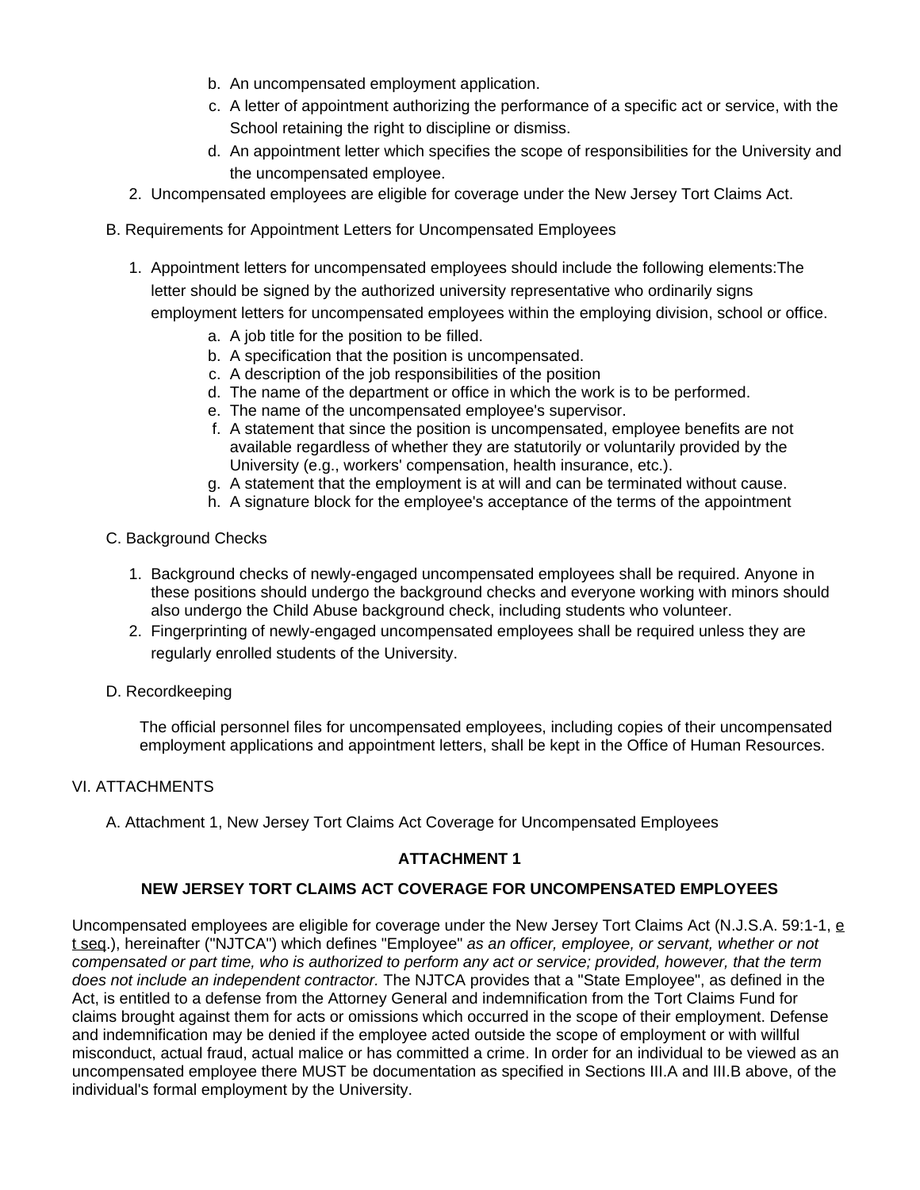b. An uncompensated employment application.
c. A letter of appointment authorizing the performance of a specific act or service, with the School retaining the right to discipline or dismiss.
d. An appointment letter which specifies the scope of responsibilities for the University and the uncompensated employee.

2. Uncompensated employees are eligible for coverage under the New Jersey Tort Claims Act.

B. Requirements for Appointment Letters for Uncompensated Employees

1. Appointment letters for uncompensated employees should include the following elements:The letter should be signed by the authorized university representative who ordinarily signs employment letters for uncompensated employees within the employing division, school or office.
   a. A job title for the position to be filled.
   b. A specification that the position is uncompensated.
   c. A description of the job responsibilities of the position
   d. The name of the department or office in which the work is to be performed.
   e. The name of the uncompensated employee's supervisor.
   f. A statement that since the position is uncompensated, employee benefits are not available regardless of whether they are statutorily or voluntarily provided by the University (e.g., workers' compensation, health insurance, etc.).
   g. A statement that the employment is at will and can be terminated without cause.
   h. A signature block for the employee's acceptance of the terms of the appointment

C. Background Checks

1. Background checks of newly-engaged uncompensated employees shall be required. Anyone in these positions should undergo the background checks and everyone working with minors should also undergo the Child Abuse background check, including students who volunteer.
2. Fingerprinting of newly-engaged uncompensated employees shall be required unless they are regularly enrolled students of the University.

D. Recordkeeping

The official personnel files for uncompensated employees, including copies of their uncompensated employment applications and appointment letters, shall be kept in the Office of Human Resources.

VI. ATTACHMENTS

A. Attachment 1, New Jersey Tort Claims Act Coverage for Uncompensated Employees

**ATTACHMENT 1**

**NEW JERSEY TORT CLAIMS ACT COVERAGE FOR UNCOMPENSATED EMPLOYEES**

Uncompensated employees are eligible for coverage under the New Jersey Tort Claims Act (N.J.S.A. 59:1-1, et seq.), hereinafter ("NJTCA") which defines "Employee" *as an officer, employee, or servant, whether or not compensated or part time, who is authorized to perform any act or service; provided, however, that the term does not include an independent contractor.* The NJTCA provides that a "State Employee", as defined in the Act, is entitled to a defense from the Attorney General and indemnification from the Tort Claims Fund for claims brought against them for acts or omissions which occurred in the scope of their employment. Defense and indemnification may be denied if the employee acted outside the scope of employment or with willful misconduct, actual fraud, actual malice or has committed a crime. In order for an individual to be viewed as an uncompensated employee there MUST be documentation as specified in Sections III.A and III.B above, of the individual's formal employment by the University.